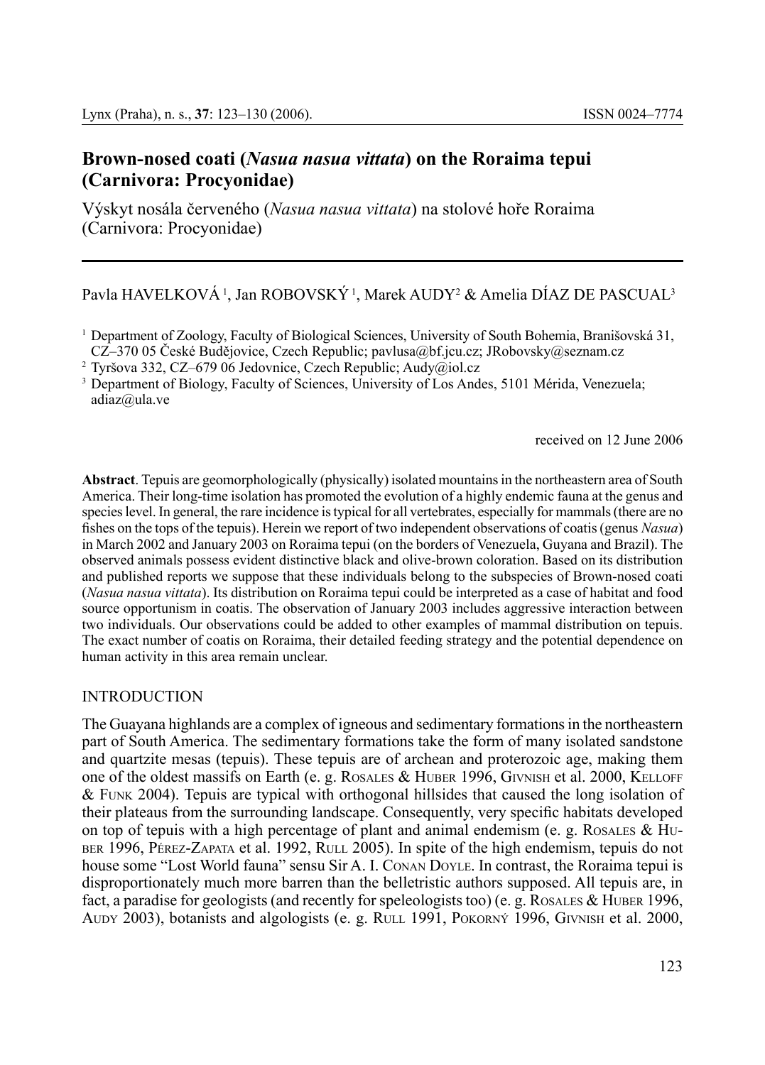# Brown-nosed coati (*Nasua nasua vittata*) on the Roraima tepui (Carnivora: Procyonidae)

Výskyt nosála červeného (*Nasua nasua vittata*) na stolové hoře Roraima (Carnivora: Procyonidae)

Pavla HAVELKOVÁ [1], Jan ROBOVSKÝ [1], Marek AUDY [2] & Amelia DÍAZ DE PASCUAL [3]

[1] Department of Zoology, Faculty of Biological Sciences, University of South Bohemia, Branišovská 31, CZ–370 05 České Budějovice, Czech Republic; pavlusa@bf.jcu.cz; JRobovsky@seznam.cz

[2] Tyršova 332, CZ–679 06 Jedovnice, Czech Republic; Audy@iol.cz

[3] Department of Biology, Faculty of Sciences, University of Los Andes, 5101 Mérida, Venezuela; adiaz@ula.ve

received on 12 June 2006

**Abstract**. Tepuis are geomorphologically (physically) isolated mountains in the northeastern area of South America. Their long-time isolation has promoted the evolution of a highly endemic fauna at the genus and species level. In general, the rare incidence is typical for all vertebrates, especially for mammals (there are no fishes on the tops of the tepuis). Herein we report of two independent observations of coatis (genus *Nasua*) in March 2002 and January 2003 on Roraima tepui (on the borders of Venezuela, Guyana and Brazil). The observed animals possess evident distinctive black and olive-brown coloration. Based on its distribution and published reports we suppose that these individuals belong to the subspecies of Brown-nosed coati (*Nasua nasua vittata*). Its distribution on Roraima tepui could be interpreted as a case of habitat and food source opportunism in coatis. The observation of January 2003 includes aggressive interaction between two individuals. Our observations could be added to other examples of mammal distribution on tepuis. The exact number of coatis on Roraima, their detailed feeding strategy and the potential dependence on human activity in this area remain unclear.

## INTRODUCTION

The Guayana highlands are a complex of igneous and sedimentary formations in the northeastern part of South America. The sedimentary formations take the form of many isolated sandstone and quartzite mesas (tepuis). These tepuis are of archean and proterozoic age, making them one of the oldest massifs on Earth (e. g. Rosales & Huber 1996, Givnish et al. 2000, Kelloff & Funk 2004). Tepuis are typical with orthogonal hillsides that caused the long isolation of their plateaus from the surrounding landscape. Consequently, very specific habitats developed on top of tepuis with a high percentage of plant and animal endemism (e. g. Rosales & Huber 1996, Pérez-Zapata et al. 1992, Rull 2005). In spite of the high endemism, tepuis do not house some "Lost World fauna" sensu Sir A. I. Conan Doyle. In contrast, the Roraima tepui is disproportionately much more barren than the belletristic authors supposed. All tepuis are, in fact, a paradise for geologists (and recently for speleologists too) (e. g. Rosales & Huber 1996, Audy 2003), botanists and algologists (e. g. Rull 1991, Pokorný 1996, Givnish et al. 2000,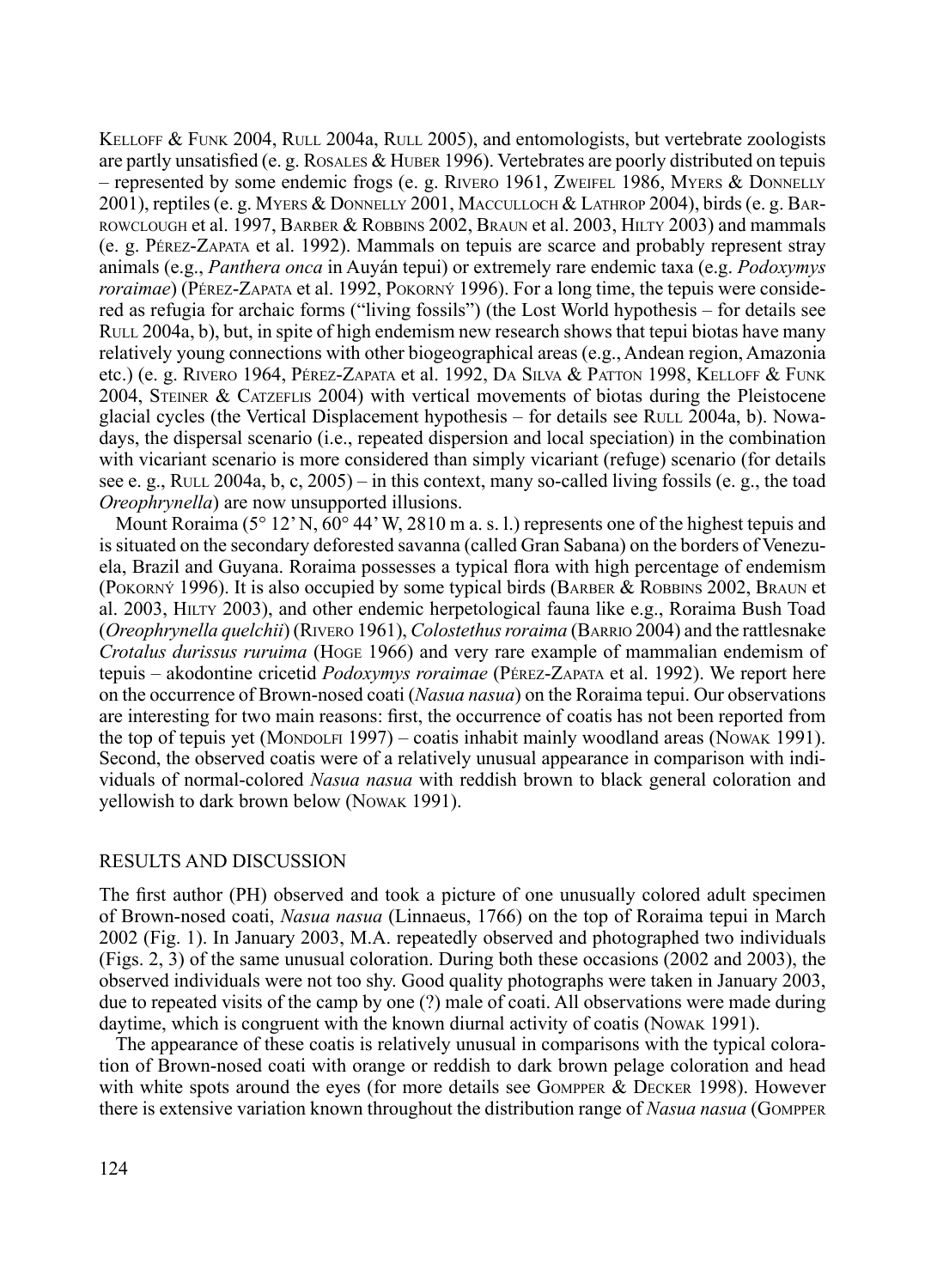Kelloff & Funk 2004, Rull 2004a, Rull 2005), and entomologists, but vertebrate zoologists are partly unsatisfied (e. g. Rosales & Huber 1996). Vertebrates are poorly distributed on tepuis – represented by some endemic frogs (e. g. Rivero 1961, Zweifel 1986, Myers & Donnelly 2001), reptiles (e. g. Myers & Donnelly 2001, MacCulloch & Lathrop 2004), birds (e. g. Barrowclough et al. 1997, Barber & Robbins 2002, Braun et al. 2003, Hilty 2003) and mammals (e. g. Pérez-Zapata et al. 1992). Mammals on tepuis are scarce and probably represent stray animals (e.g., *Panthera onca* in Auyán tepui) or extremely rare endemic taxa (e.g. *Podoxymys roraimae*) (Pérez-Zapata et al. 1992, Pokorný 1996). For a long time, the tepuis were considered as refugia for archaic forms ("living fossils") (the Lost World hypothesis – for details see Rull 2004a, b), but, in spite of high endemism new research shows that tepui biotas have many relatively young connections with other biogeographical areas (e.g., Andean region, Amazonia etc.) (e. g. Rivero 1964, Pérez-Zapata et al. 1992, Da Silva & Patton 1998, Kelloff & Funk 2004, Steiner & Catzeflis 2004) with vertical movements of biotas during the Pleistocene glacial cycles (the Vertical Displacement hypothesis – for details see Rull 2004a, b). Nowadays, the dispersal scenario (i.e., repeated dispersion and local speciation) in the combination with vicariant scenario is more considered than simply vicariant (refuge) scenario (for details see e. g., Rull 2004a, b, c, 2005) – in this context, many so-called living fossils (e. g., the toad *Oreophrynella*) are now unsupported illusions.

Mount Roraima (5° 12' N, 60° 44' W, 2810 m a. s. l.) represents one of the highest tepuis and is situated on the secondary deforested savanna (called Gran Sabana) on the borders of Venezuela, Brazil and Guyana. Roraima possesses a typical flora with high percentage of endemism (Pokorný 1996). It is also occupied by some typical birds (Barber & Robbins 2002, Braun et al. 2003, Hilty 2003), and other endemic herpetological fauna like e.g., Roraima Bush Toad (*Oreophrynella quelchii*) (Rivero 1961), *Colostethus roraima* (Barrio 2004) and the rattlesnake *Crotalus durissus ruruima* (Hoge 1966) and very rare example of mammalian endemism of tepuis – akodontine cricetid *Podoxymys roraimae* (Pérez-Zapata et al. 1992). We report here on the occurrence of Brown-nosed coati (*Nasua nasua*) on the Roraima tepui. Our observations are interesting for two main reasons: first, the occurrence of coatis has not been reported from the top of tepuis yet (Mondolfi 1997) – coatis inhabit mainly woodland areas (Nowak 1991). Second, the observed coatis were of a relatively unusual appearance in comparison with individuals of normal-colored *Nasua nasua* with reddish brown to black general coloration and yellowish to dark brown below (Nowak 1991).

## RESULTS AND DISCUSSION

The first author (PH) observed and took a picture of one unusually colored adult specimen of Brown-nosed coati, *Nasua nasua* (Linnaeus, 1766) on the top of Roraima tepui in March 2002 (Fig. 1). In January 2003, M.A. repeatedly observed and photographed two individuals (Figs. 2, 3) of the same unusual coloration. During both these occasions (2002 and 2003), the observed individuals were not too shy. Good quality photographs were taken in January 2003, due to repeated visits of the camp by one (?) male of coati. All observations were made during daytime, which is congruent with the known diurnal activity of coatis (Nowak 1991).

The appearance of these coatis is relatively unusual in comparisons with the typical coloration of Brown-nosed coati with orange or reddish to dark brown pelage coloration and head with white spots around the eyes (for more details see Gompper & Decker 1998). However there is extensive variation known throughout the distribution range of *Nasua nasua* (Gompper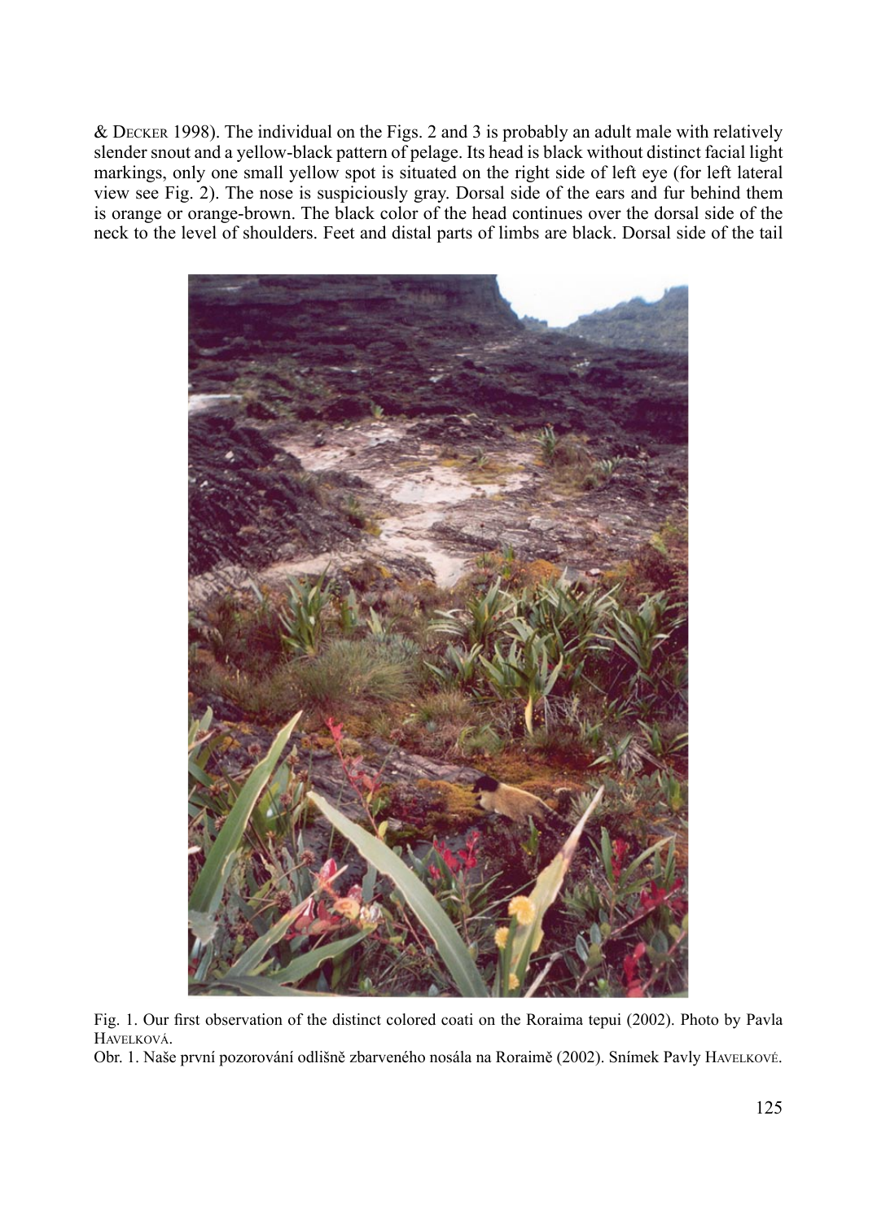& DECKER 1998). The individual on the Figs. 2 and 3 is probably an adult male with relatively slender snout and a yellow-black pattern of pelage. Its head is black without distinct facial light markings, only one small yellow spot is situated on the right side of left eye (for left lateral view see Fig. 2). The nose is suspiciously gray. Dorsal side of the ears and fur behind them is orange or orange-brown. The black color of the head continues over the dorsal side of the neck to the level of shoulders. Feet and distal parts of limbs are black. Dorsal side of the tail

Fig. 1. Our first observation of the distinct colored coati on the Roraima tepui (2002). Photo by Pavla HAVELKOVÁ.

Obr. 1. Naše první pozorování odlišně zbarveného nosála na Roraimě (2002). Snímek Pavly HAVELKOVÉ.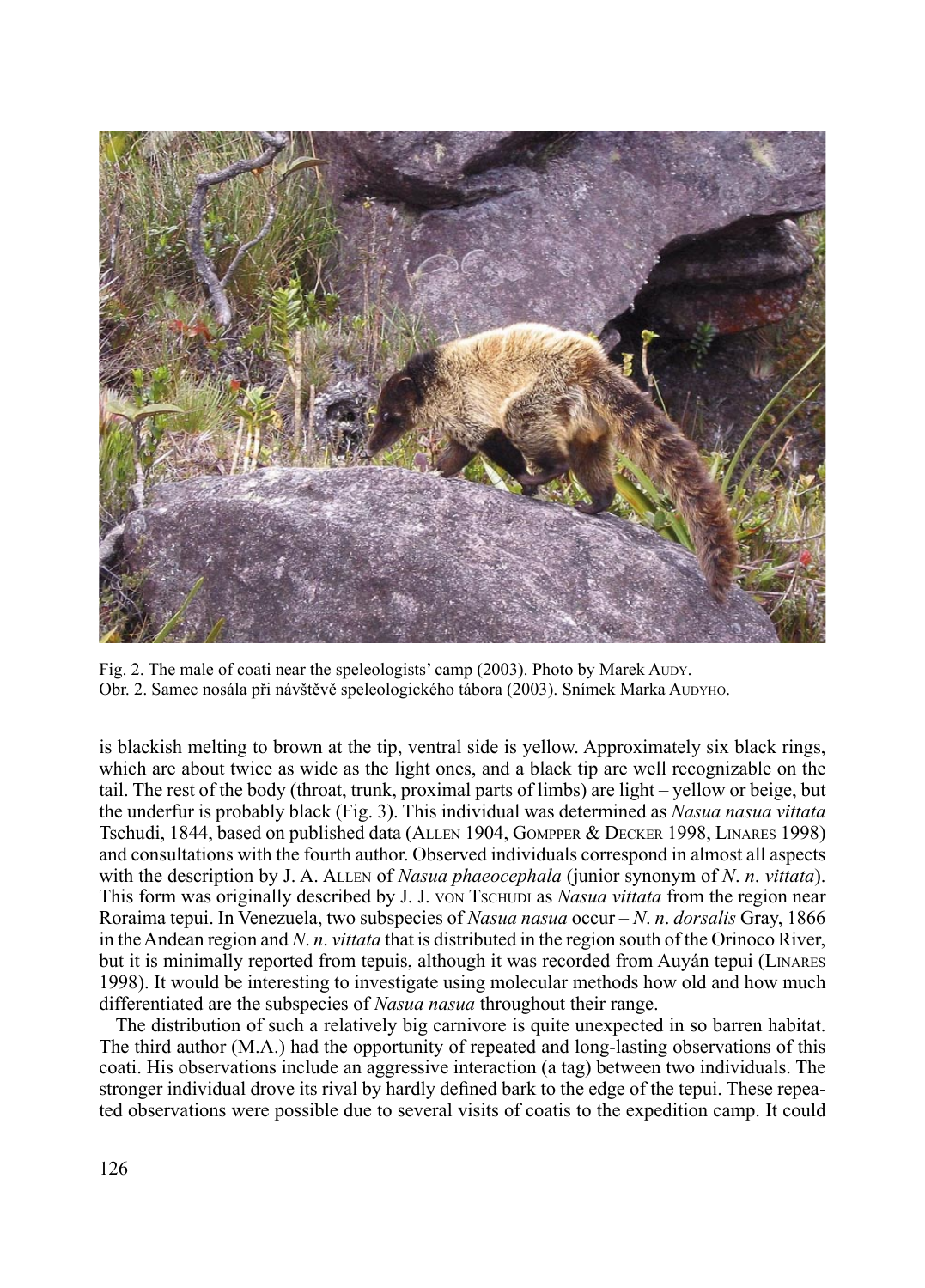Fig. 2. The male of coati near the speleologists' camp (2003). Photo by Marek Audy.
Obr. 2. Samec nosála při návštěvě speleologického tábora (2003). Snímek Marka Audyho.

is blackish melting to brown at the tip, ventral side is yellow. Approximately six black rings, which are about twice as wide as the light ones, and a black tip are well recognizable on the tail. The rest of the body (throat, trunk, proximal parts of limbs) are light – yellow or beige, but the underfur is probably black (Fig. 3). This individual was determined as *Nasua nasua vittata* Tschudi, 1844, based on published data (Allen 1904, Gompper & Decker 1998, Linares 1998) and consultations with the fourth author. Observed individuals correspond in almost all aspects with the description by J. A. Allen of *Nasua phaeocephala* (junior synonym of *N. n. vittata*). This form was originally described by J. J. von Tschudi as *Nasua vittata* from the region near Roraima tepui. In Venezuela, two subspecies of *Nasua nasua* occur – *N. n. dorsalis* Gray, 1866 in the Andean region and *N. n. vittata* that is distributed in the region south of the Orinoco River, but it is minimally reported from tepuis, although it was recorded from Auyán tepui (Linares 1998). It would be interesting to investigate using molecular methods how old and how much differentiated are the subspecies of *Nasua nasua* throughout their range.

The distribution of such a relatively big carnivore is quite unexpected in so barren habitat. The third author (M.A.) had the opportunity of repeated and long-lasting observations of this coati. His observations include an aggressive interaction (a tag) between two individuals. The stronger individual drove its rival by hardly defined bark to the edge of the tepui. These repeated observations were possible due to several visits of coatis to the expedition camp. It could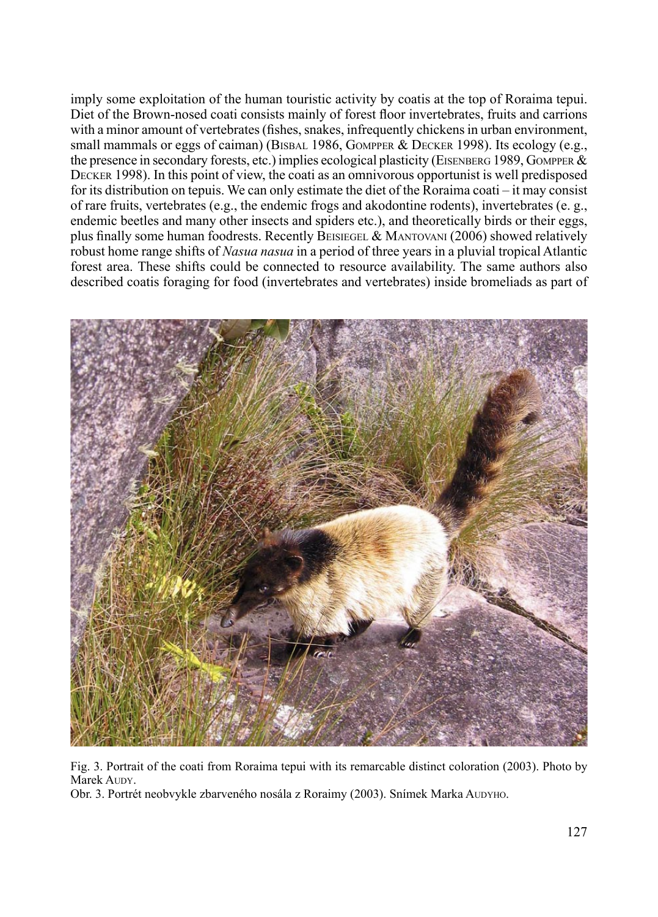imply some exploitation of the human touristic activity by coatis at the top of Roraima tepui. Diet of the Brown-nosed coati consists mainly of forest floor invertebrates, fruits and carrions with a minor amount of vertebrates (fishes, snakes, infrequently chickens in urban environment, small mammals or eggs of caiman) (Bisbal 1986, Gompper & Decker 1998). Its ecology (e.g., the presence in secondary forests, etc.) implies ecological plasticity (Eisenberg 1989, Gompper & Decker 1998). In this point of view, the coati as an omnivorous opportunist is well predisposed for its distribution on tepuis. We can only estimate the diet of the Roraima coati – it may consist of rare fruits, vertebrates (e.g., the endemic frogs and akodontine rodents), invertebrates (e. g., endemic beetles and many other insects and spiders etc.), and theoretically birds or their eggs, plus finally some human foodrests. Recently Beisiegel & Mantovani (2006) showed relatively robust home range shifts of *Nasua nasua* in a period of three years in a pluvial tropical Atlantic forest area. These shifts could be connected to resource availability. The same authors also described coatis foraging for food (invertebrates and vertebrates) inside bromeliads as part of

Fig. 3. Portrait of the coati from Roraima tepui with its remarcable distinct coloration (2003). Photo by Marek Audy.

Obr. 3. Portrét neobvykle zbarveného nosála z Roraimy (2003). Snímek Marka Audyho.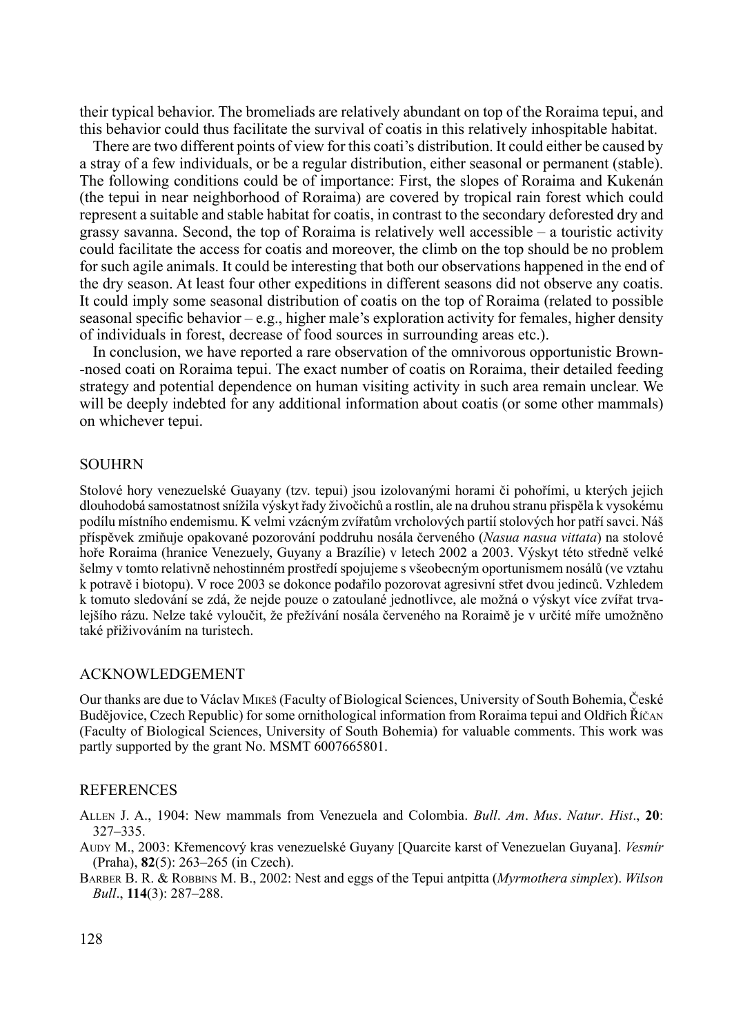their typical behavior. The bromeliads are relatively abundant on top of the Roraima tepui, and this behavior could thus facilitate the survival of coatis in this relatively inhospitable habitat.

There are two different points of view for this coati's distribution. It could either be caused by a stray of a few individuals, or be a regular distribution, either seasonal or permanent (stable). The following conditions could be of importance: First, the slopes of Roraima and Kukenán (the tepui in near neighborhood of Roraima) are covered by tropical rain forest which could represent a suitable and stable habitat for coatis, in contrast to the secondary deforested dry and grassy savanna. Second, the top of Roraima is relatively well accessible – a touristic activity could facilitate the access for coatis and moreover, the climb on the top should be no problem for such agile animals. It could be interesting that both our observations happened in the end of the dry season. At least four other expeditions in different seasons did not observe any coatis. It could imply some seasonal distribution of coatis on the top of Roraima (related to possible seasonal specific behavior – e.g., higher male's exploration activity for females, higher density of individuals in forest, decrease of food sources in surrounding areas etc.).

In conclusion, we have reported a rare observation of the omnivorous opportunistic Brown--nosed coati on Roraima tepui. The exact number of coatis on Roraima, their detailed feeding strategy and potential dependence on human visiting activity in such area remain unclear. We will be deeply indebted for any additional information about coatis (or some other mammals) on whichever tepui.

## SOUHRN

Stolové hory venezuelské Guayany (tzv. tepui) jsou izolovanými horami či pohořími, u kterých jejich dlouhodobá samostatnost snížila výskyt řady živočichů a rostlin, ale na druhou stranu přispěla k vysokému podílu místního endemismu. K velmi vzácným zvířatům vrcholových partií stolových hor patří savci. Náš příspěvek zmiňuje opakované pozorování poddruhu nosála červeného (*Nasua nasua vittata*) na stolové hoře Roraima (hranice Venezuely, Guyany a Brazílie) v letech 2002 a 2003. Výskyt této středně velké šelmy v tomto relativně nehostinném prostředí spojujeme s všeobecným oportunismem nosálů (ve vztahu k potravě i biotopu). V roce 2003 se dokonce podařilo pozorovat agresivní střet dvou jedinců. Vzhledem k tomuto sledování se zdá, že nejde pouze o zatoulané jednotlivce, ale možná o výskyt více zvířat trvalejšího rázu. Nelze také vyloučit, že přežívání nosála červeného na Roraimě je v určité míře umožněno také přiživováním na turistech.

## ACKNOWLEDGEMENT

Our thanks are due to Václav Mikeš (Faculty of Biological Sciences, University of South Bohemia, České Budějovice, Czech Republic) for some ornithological information from Roraima tepui and Oldřich Říčan (Faculty of Biological Sciences, University of South Bohemia) for valuable comments. This work was partly supported by the grant No. MSMT 6007665801.

## REFERENCES

Allen J. A., 1904: New mammals from Venezuela and Colombia. *Bull. Am. Mus. Natur. Hist.*, **20**: 327–335.

Audy M., 2003: Křemencový kras venezuelské Guyany [Quarcite karst of Venezuelan Guyana]. *Vesmír* (Praha), **82**(5): 263–265 (in Czech).

Barber B. R. & Robbins M. B., 2002: Nest and eggs of the Tepui antpitta (*Myrmothera simplex*). *Wilson Bull.*, **114**(3): 287–288.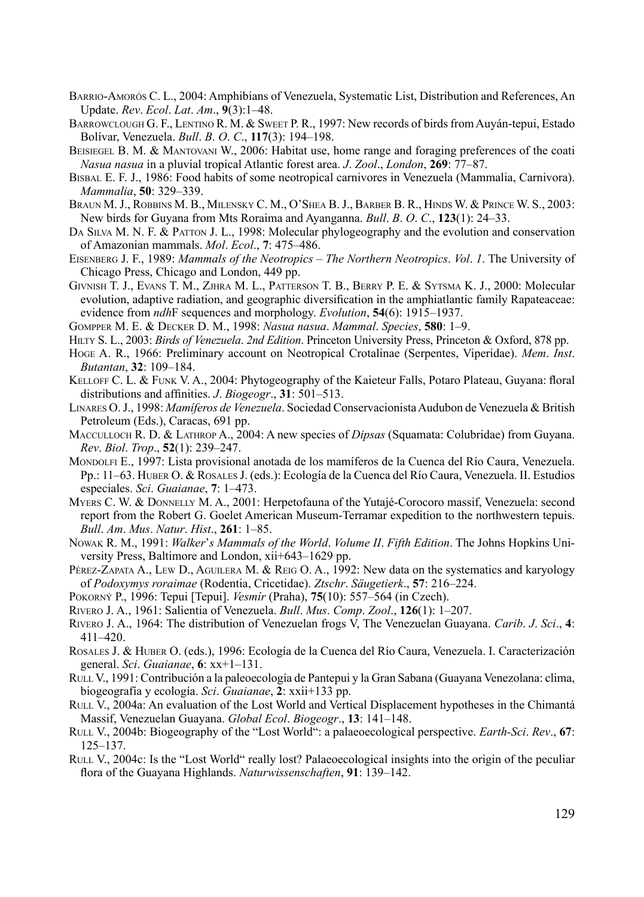Barrio-Amorós C. L., 2004: Amphibians of Venezuela, Systematic List, Distribution and References, An Update. *Rev. Ecol. Lat. Am.*, **9**(3):1–48.

Barrowclough G. F., Lentino R. M. & Sweet P. R., 1997: New records of birds from Auyán-tepui, Estado Bolívar, Venezuela. *Bull. B. O. C.*, **117**(3): 194–198.

Beisiegel B. M. & Mantovani W., 2006: Habitat use, home range and foraging preferences of the coati *Nasua nasua* in a pluvial tropical Atlantic forest area. *J. Zool., London*, **269**: 77–87.

Bisbal E. F. J., 1986: Food habits of some neotropical carnivores in Venezuela (Mammalia, Carnivora). *Mammalia*, **50**: 329–339.

Braun M. J., Robbins M. B., Milensky C. M., O'Shea B. J., Barber B. R., Hinds W. & Prince W. S., 2003: New birds for Guyana from Mts Roraima and Ayanganna. *Bull. B. O. C.*, **123**(1): 24–33.

Da Silva M. N. F. & Patton J. L., 1998: Molecular phylogeography and the evolution and conservation of Amazonian mammals. *Mol. Ecol.*, **7**: 475–486.

Eisenberg J. F., 1989: *Mammals of the Neotropics – The Northern Neotropics. Vol. 1*. The University of Chicago Press, Chicago and London, 449 pp.

Givnish T. J., Evans T. M., Zjhra M. L., Patterson T. B., Berry P. E. & Sytsma K. J., 2000: Molecular evolution, adaptive radiation, and geographic diversification in the amphiatlantic family Rapateaceae: evidence from *ndh*F sequences and morphology. *Evolution*, **54**(6): 1915–1937.

Gompper M. E. & Decker D. M., 1998: *Nasua nasua*. *Mammal. Species*, **580**: 1–9.

Hilty S. L., 2003: *Birds of Venezuela. 2nd Edition*. Princeton University Press, Princeton & Oxford, 878 pp.

Hoge A. R., 1966: Preliminary account on Neotropical Crotalinae (Serpentes, Viperidae). *Mem. Inst. Butantan*, **32**: 109–184.

Kelloff C. L. & Funk V. A., 2004: Phytogeography of the Kaieteur Falls, Potaro Plateau, Guyana: floral distributions and affinities. *J. Biogeogr.*, **31**: 501–513.

Linares O. J., 1998: *Mamíferos de Venezuela*. Sociedad Conservacionista Audubon de Venezuela & British Petroleum (Eds.), Caracas, 691 pp.

MacCulloch R. D. & Lathrop A., 2004: A new species of *Dipsas* (Squamata: Colubridae) from Guyana. *Rev. Biol. Trop.*, **52**(1): 239–247.

Mondolfi E., 1997: Lista provisional anotada de los mamíferos de la Cuenca del Río Caura, Venezuela. Pp.: 11–63. Huber O. & Rosales J. (eds.): Ecología de la Cuenca del Río Caura, Venezuela. II. Estudios especiales. *Sci. Guaianae*, **7**: 1–473.

Myers C. W. & Donnelly M. A., 2001: Herpetofauna of the Yutajé-Corocoro massif, Venezuela: second report from the Robert G. Goelet American Museum-Terramar expedition to the northwestern tepuis. *Bull. Am. Mus. Natur. Hist.*, **261**: 1–85.

Nowak R. M., 1991: *Walker's Mammals of the World. Volume II. Fifth Edition*. The Johns Hopkins University Press, Baltimore and London, xii+643–1629 pp.

Pérez-Zapata A., Lew D., Aguilera M. & Reig O. A., 1992: New data on the systematics and karyology of *Podoxymys roraimae* (Rodentia, Cricetidae). *Ztschr. Säugetierk.*, **57**: 216–224.

Pokorný P., 1996: Tepui [Tepui]. *Vesmír* (Praha), **75**(10): 557–564 (in Czech).

Rivero J. A., 1961: Salientia of Venezuela. *Bull. Mus. Comp. Zool.*, **126**(1): 1–207.

Rivero J. A., 1964: The distribution of Venezuelan frogs V, The Venezuelan Guayana. *Carib. J. Sci.*, **4**: 411–420.

Rosales J. & Huber O. (eds.), 1996: Ecología de la Cuenca del Río Caura, Venezuela. I. Caracterización general. *Sci. Guaianae*, **6**: xx+1–131.

Rull V., 1991: Contribución a la paleoecología de Pantepui y la Gran Sabana (Guayana Venezolana: clima, biogeografía y ecología. *Sci. Guaianae*, **2**: xxii+133 pp.

Rull V., 2004a: An evaluation of the Lost World and Vertical Displacement hypotheses in the Chimantá Massif, Venezuelan Guayana. *Global Ecol. Biogeogr.*, **13**: 141–148.

Rull V., 2004b: Biogeography of the "Lost World": a palaeoecological perspective. *Earth-Sci. Rev.*, **67**: 125–137.

Rull V., 2004c: Is the "Lost World" really lost? Palaeoecological insights into the origin of the peculiar flora of the Guayana Highlands. *Naturwissenschaften*, **91**: 139–142.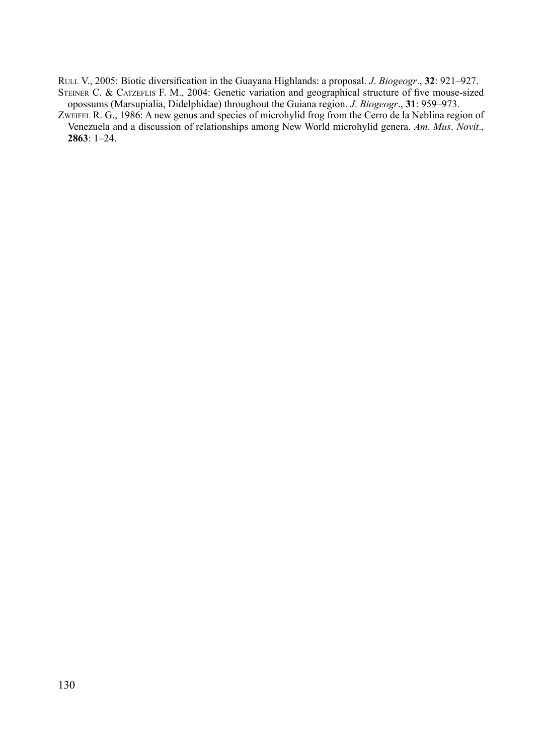Rull V., 2005: Biotic diversification in the Guayana Highlands: a proposal. *J. Biogeogr.*, **32**: 921–927.

Steiner C. & Catzeflis F. M., 2004: Genetic variation and geographical structure of five mouse-sized opossums (Marsupialia, Didelphidae) throughout the Guiana region. *J. Biogeogr.*, **31**: 959–973.

Zweifel R. G., 1986: A new genus and species of microhylid frog from the Cerro de la Neblina region of Venezuela and a discussion of relationships among New World microhylid genera. *Am. Mus. Novit.*, **2863**: 1–24.